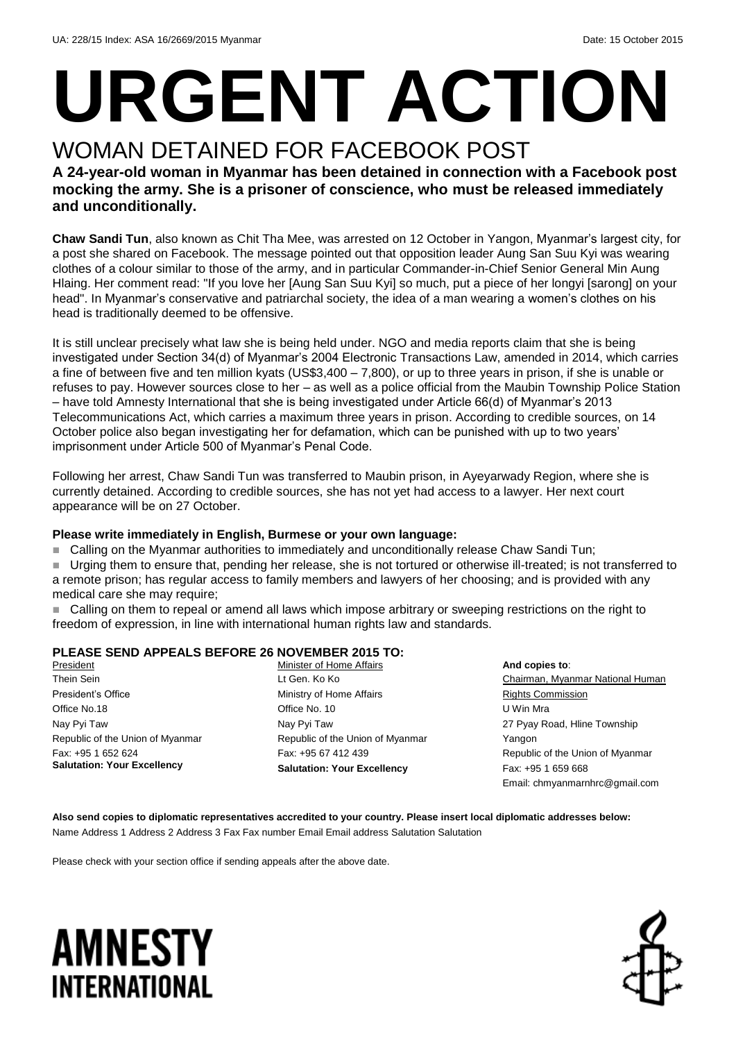UA: 228/15 Index: ASA 16/2669/2015 Myanmar Date: 15 October 2015

# URGENT ACTION

## WOMAN DETAINED FOR FACEBOOK POST

**A 24-year-old woman in Myanmar has been detained in connection with a Facebook post mocking the army. She is a prisoner of conscience, who must be released immediately and unconditionally.**

**Chaw Sandi Tun**, also known as Chit Tha Mee, was arrested on 12 October in Yangon, Myanmar's largest city, for a post she shared on Facebook. The message pointed out that opposition leader Aung San Suu Kyi was wearing clothes of a colour similar to those of the army, and in particular Commander-in-Chief Senior General Min Aung Hlaing. Her comment read: "If you love her [Aung San Suu Kyi] so much, put a piece of her longyi [sarong] on your head". In Myanmar's conservative and patriarchal society, the idea of a man wearing a women's clothes on his head is traditionally deemed to be offensive.

It is still unclear precisely what law she is being held under. NGO and media reports claim that she is being investigated under Section 34(d) of Myanmar's 2004 Electronic Transactions Law, amended in 2014, which carries a fine of between five and ten million kyats (US$3,400 – 7,800), or up to three years in prison, if she is unable or refuses to pay. However sources close to her – as well as a police official from the Maubin Township Police Station – have told Amnesty International that she is being investigated under Article 66(d) of Myanmar's 2013 Telecommunications Act, which carries a maximum three years in prison. According to credible sources, on 14 October police also began investigating her for defamation, which can be punished with up to two years' imprisonment under Article 500 of Myanmar's Penal Code.

Following her arrest, Chaw Sandi Tun was transferred to Maubin prison, in Ayeyarwady Region, where she is currently detained. According to credible sources, she has not yet had access to a lawyer. Her next court appearance will be on 27 October.

**Please write immediately in English, Burmese or your own language:**

- Calling on the Myanmar authorities to immediately and unconditionally release Chaw Sandi Tun;
- Urging them to ensure that, pending her release, she is not tortured or otherwise ill-treated; is not transferred to a remote prison; has regular access to family members and lawyers of her choosing; and is provided with any medical care she may require;
- Calling on them to repeal or amend all laws which impose arbitrary or sweeping restrictions on the right to freedom of expression, in line with international human rights law and standards.

**PLEASE SEND APPEALS BEFORE 26 NOVEMBER 2015 TO:**

President
Thein Sein
President's Office
Office No.18
Nay Pyi Taw
Republic of the Union of Myanmar
Fax: +95 1 652 624
**Salutation: Your Excellency**

Minister of Home Affairs
Lt Gen. Ko Ko
Ministry of Home Affairs
Office No. 10
Nay Pyi Taw
Republic of the Union of Myanmar
Fax: +95 67 412 439
**Salutation: Your Excellency**

**And copies to**:
Chairman, Myanmar National Human Rights Commission
U Win Mra
27 Pyay Road, Hline Township
Yangon
Republic of the Union of Myanmar
Fax: +95 1 659 668
Email: chmyanmarnhrc@gmail.com

**Also send copies to diplomatic representatives accredited to your country. Please insert local diplomatic addresses below:**
Name Address 1 Address 2 Address 3 Fax Fax number Email Email address Salutation Salutation

Please check with your section office if sending appeals after the above date.

AMNESTY INTERNATIONAL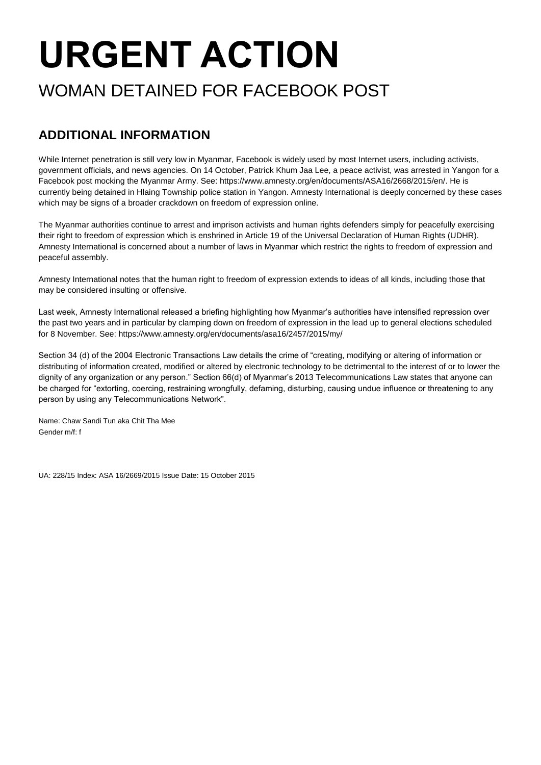# URGENT ACTION

## WOMAN DETAINED FOR FACEBOOK POST

### ADDITIONAL INFORMATION

While Internet penetration is still very low in Myanmar, Facebook is widely used by most Internet users, including activists, government officials, and news agencies. On 14 October, Patrick Khum Jaa Lee, a peace activist, was arrested in Yangon for a Facebook post mocking the Myanmar Army. See: https://www.amnesty.org/en/documents/ASA16/2668/2015/en/. He is currently being detained in Hlaing Township police station in Yangon. Amnesty International is deeply concerned by these cases which may be signs of a broader crackdown on freedom of expression online.

The Myanmar authorities continue to arrest and imprison activists and human rights defenders simply for peacefully exercising their right to freedom of expression which is enshrined in Article 19 of the Universal Declaration of Human Rights (UDHR). Amnesty International is concerned about a number of laws in Myanmar which restrict the rights to freedom of expression and peaceful assembly.

Amnesty International notes that the human right to freedom of expression extends to ideas of all kinds, including those that may be considered insulting or offensive.

Last week, Amnesty International released a briefing highlighting how Myanmar's authorities have intensified repression over the past two years and in particular by clamping down on freedom of expression in the lead up to general elections scheduled for 8 November. See: https://www.amnesty.org/en/documents/asa16/2457/2015/my/

Section 34 (d) of the 2004 Electronic Transactions Law details the crime of "creating, modifying or altering of information or distributing of information created, modified or altered by electronic technology to be detrimental to the interest of or to lower the dignity of any organization or any person." Section 66(d) of Myanmar's 2013 Telecommunications Law states that anyone can be charged for "extorting, coercing, restraining wrongfully, defaming, disturbing, causing undue influence or threatening to any person by using any Telecommunications Network".

Name: Chaw Sandi Tun aka Chit Tha Mee
Gender m/f: f

UA: 228/15 Index: ASA 16/2669/2015 Issue Date: 15 October 2015